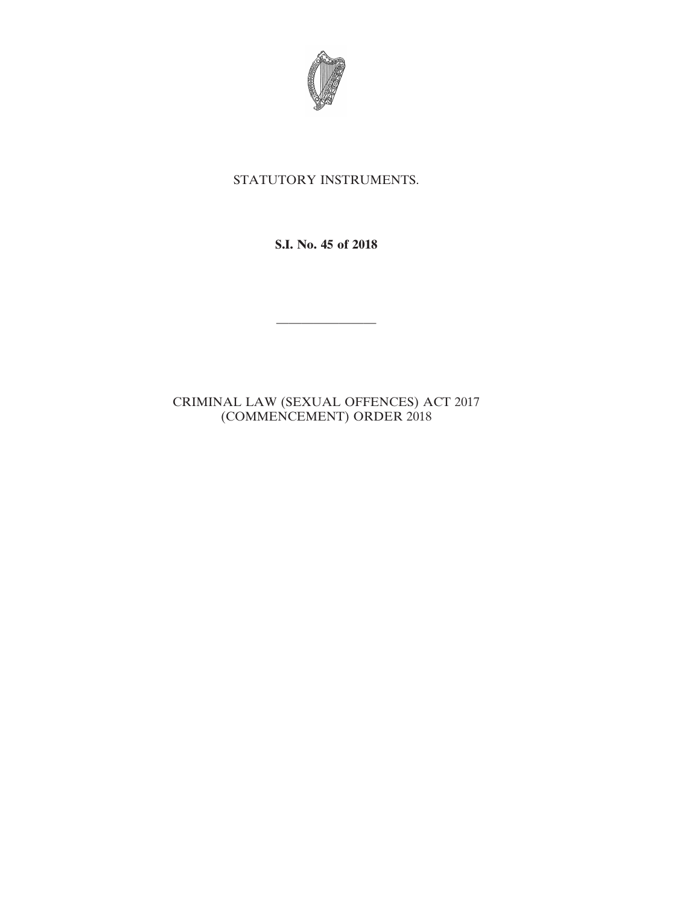STATUTORY INSTRUMENTS.

**S.I. No. 45 of 2018**

---

CRIMINAL LAW (SEXUAL OFFENCES) ACT 2017 (COMMENCEMENT) ORDER 2018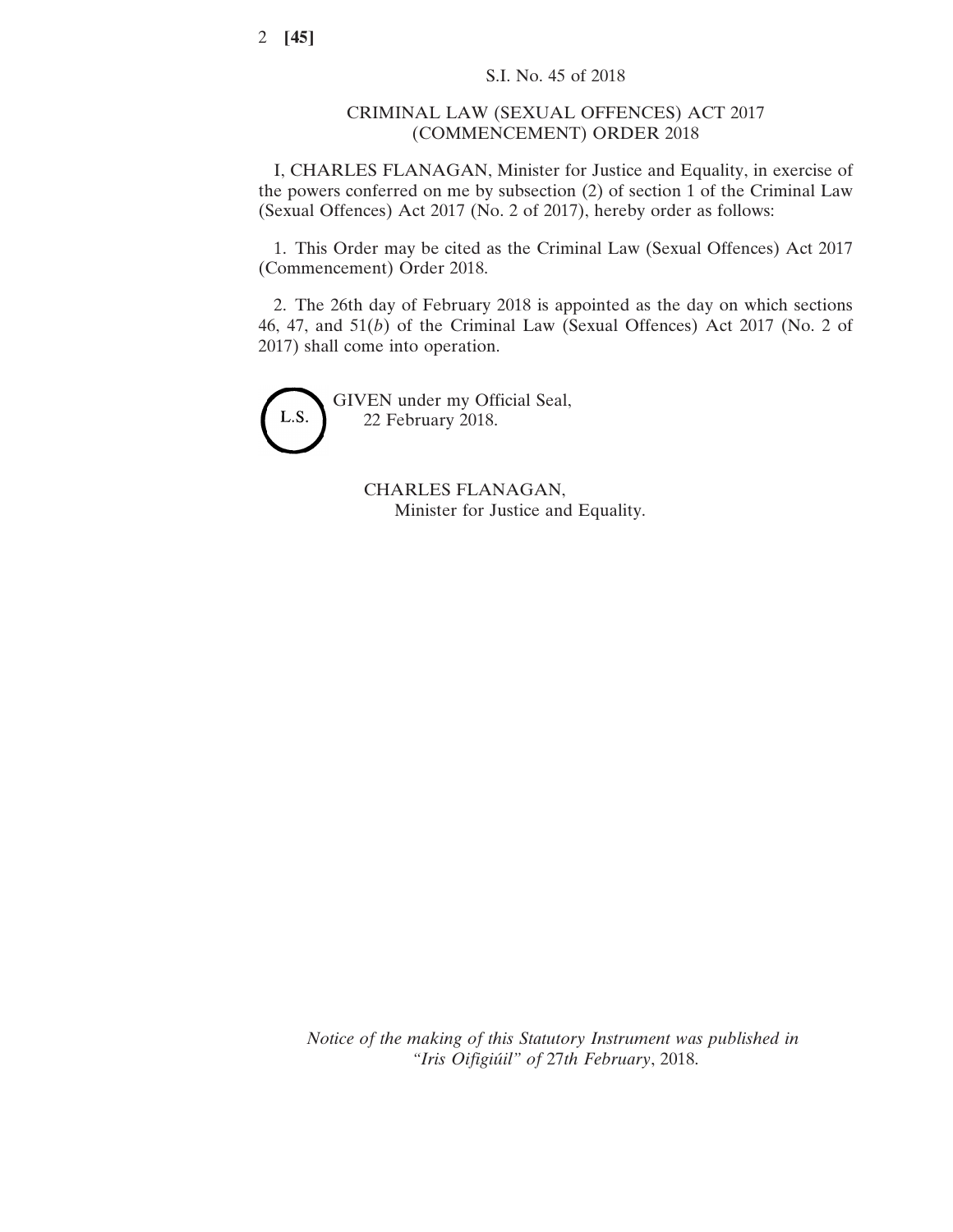S.I. No. 45 of 2018

CRIMINAL LAW (SEXUAL OFFENCES) ACT 2017 (COMMENCEMENT) ORDER 2018

I, CHARLES FLANAGAN, Minister for Justice and Equality, in exercise of the powers conferred on me by subsection (2) of section 1 of the Criminal Law (Sexual Offences) Act 2017 (No. 2 of 2017), hereby order as follows:

1. This Order may be cited as the Criminal Law (Sexual Offences) Act 2017 (Commencement) Order 2018.

2. The 26th day of February 2018 is appointed as the day on which sections 46, 47, and 51(*b*) of the Criminal Law (Sexual Offences) Act 2017 (No. 2 of 2017) shall come into operation.

L.S.

GIVEN under my Official Seal,
22 February 2018.

CHARLES FLANAGAN,
Minister for Justice and Equality.

*Notice of the making of this Statutory Instrument was published in "Iris Oifigiúil" of 27th February, 2018.*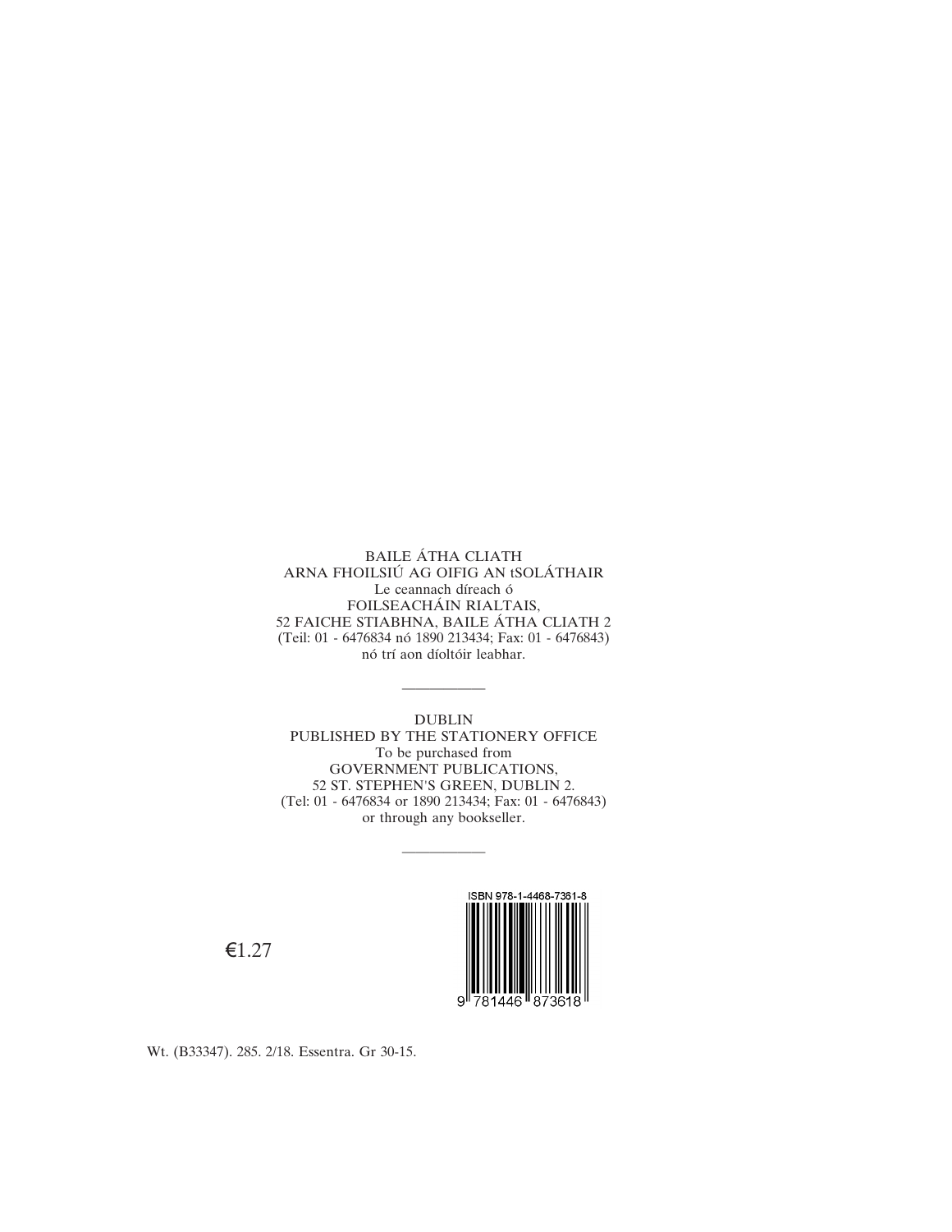BAILE ÁTHA CLIATH
ARNA FHOILSIÚ AG OIFIG AN tSOLÁTHAIR
Le ceannach díreach ó
FOILSEACHÁIN RIALTAIS,
52 FAICHE STIABHNA, BAILE ÁTHA CLIATH 2
(Teil: 01 - 6476834 nó 1890 213434; Fax: 01 - 6476843)
nó trí aon díoltóir leabhar.

---

DUBLIN
PUBLISHED BY THE STATIONERY OFFICE
To be purchased from
GOVERNMENT PUBLICATIONS,
52 ST. STEPHEN'S GREEN, DUBLIN 2.
(Tel: 01 - 6476834 or 1890 213434; Fax: 01 - 6476843)
or through any bookseller.

---

ISBN 978-1-4468-7361-8

9 781446 873618

€1.27

Wt. (B33347). 285. 2/18. Essentra. Gr 30-15.